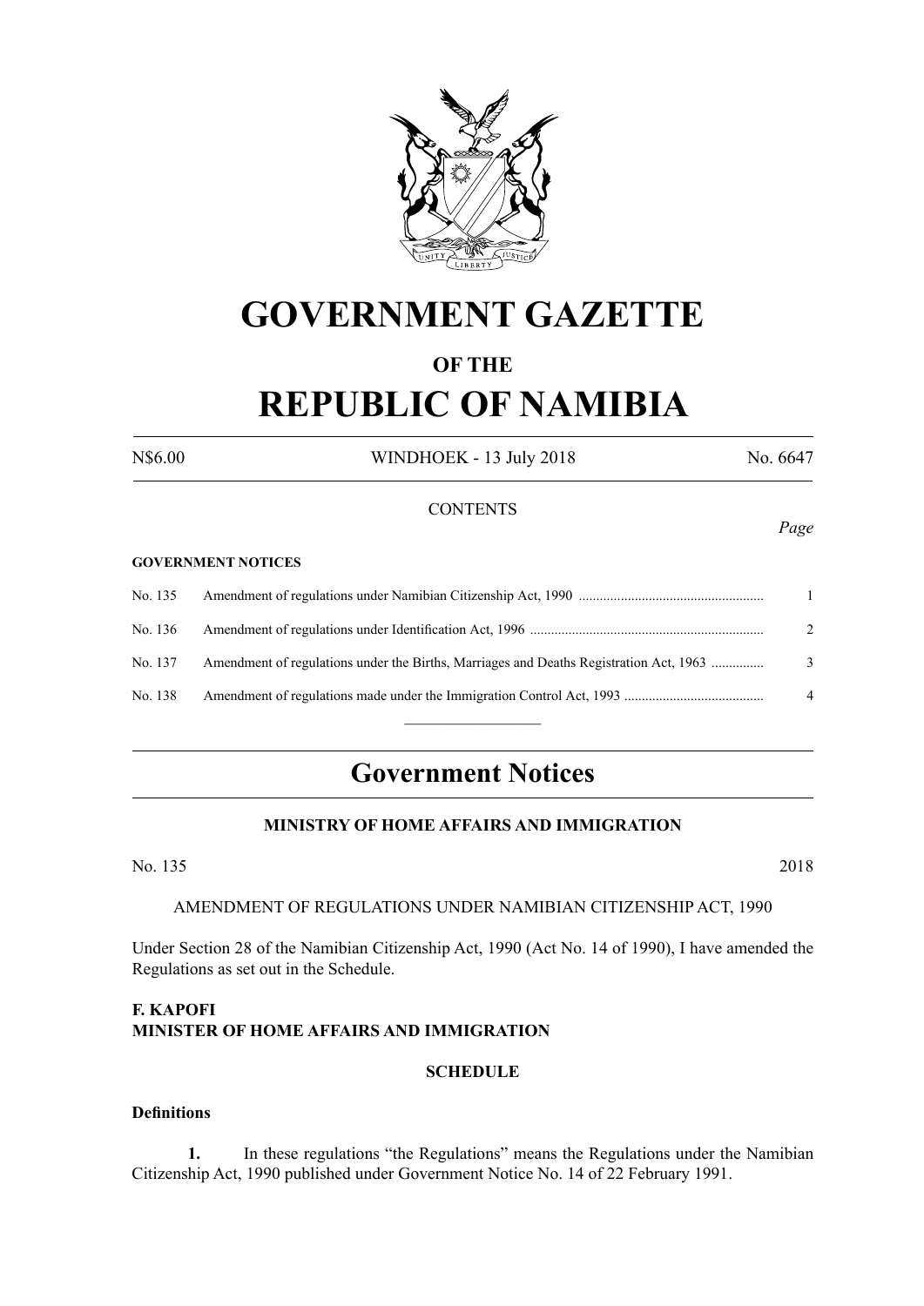# GOVERNMENT GAZETTE

## OF THE

# REPUBLIC OF NAMIBIA

N$6.00 WINDHOEK - 13 July 2018 No. 6647

CONTENTS

*Page*

**GOVERNMENT NOTICES**

| | | |
|---|---|---|
| No. 135 | Amendment of regulations under Namibian Citizenship Act, 1990 | 1 |
| No. 136 | Amendment of regulations under Identification Act, 1996 | 2 |
| No. 137 | Amendment of regulations under the Births, Marriages and Deaths Registration Act, 1963 | 3 |
| No. 138 | Amendment of regulations made under the Immigration Control Act, 1993 | 4 |

# Government Notices

### MINISTRY OF HOME AFFAIRS AND IMMIGRATION

No. 135 2018

AMENDMENT OF REGULATIONS UNDER NAMIBIAN CITIZENSHIP ACT, 1990

Under Section 28 of the Namibian Citizenship Act, 1990 (Act No. 14 of 1990), I have amended the Regulations as set out in the Schedule.

**F. KAPOFI**
**MINISTER OF HOME AFFAIRS AND IMMIGRATION**

**SCHEDULE**

**Definitions**

**1.** In these regulations "the Regulations" means the Regulations under the Namibian Citizenship Act, 1990 published under Government Notice No. 14 of 22 February 1991.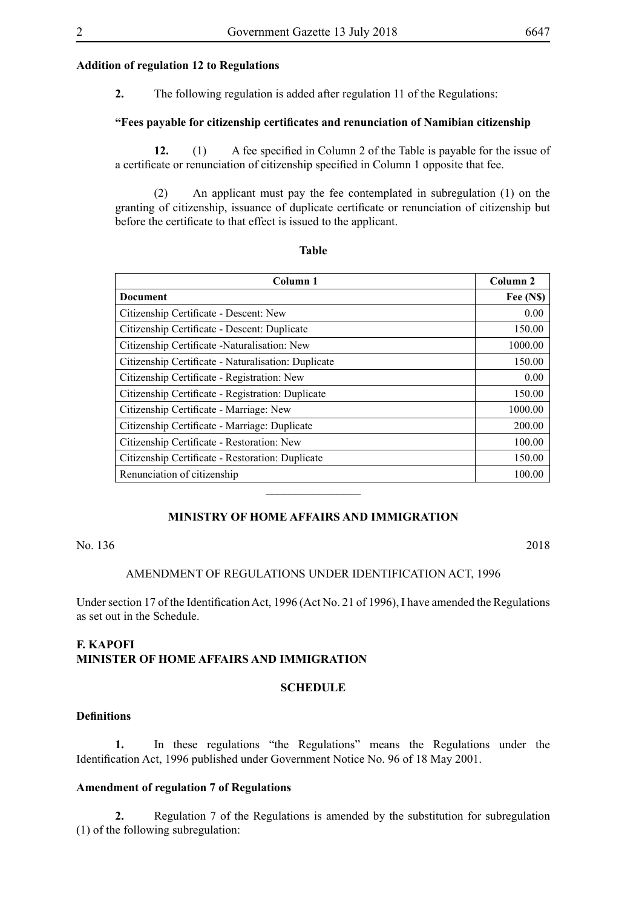**Addition of regulation 12 to Regulations**

**2.** The following regulation is added after regulation 11 of the Regulations:

**"Fees payable for citizenship certificates and renunciation of Namibian citizenship**

**12.** (1) A fee specified in Column 2 of the Table is payable for the issue of a certificate or renunciation of citizenship specified in Column 1 opposite that fee.

(2) An applicant must pay the fee contemplated in subregulation (1) on the granting of citizenship, issuance of duplicate certificate or renunciation of citizenship but before the certificate to that effect is issued to the applicant.

**Table**

| Column 1 | Column 2 |
|---|---|
| **Document** | **Fee (N$)** |
| Citizenship Certificate - Descent: New | 0.00 |
| Citizenship Certificate - Descent: Duplicate | 150.00 |
| Citizenship Certificate -Naturalisation: New | 1000.00 |
| Citizenship Certificate - Naturalisation: Duplicate | 150.00 |
| Citizenship Certificate - Registration: New | 0.00 |
| Citizenship Certificate - Registration: Duplicate | 150.00 |
| Citizenship Certificate - Marriage: New | 1000.00 |
| Citizenship Certificate - Marriage: Duplicate | 200.00 |
| Citizenship Certificate - Restoration: New | 100.00 |
| Citizenship Certificate - Restoration: Duplicate | 150.00 |
| Renunciation of citizenship | 100.00 |

---

## MINISTRY OF HOME AFFAIRS AND IMMIGRATION

No. 136 2018

AMENDMENT OF REGULATIONS UNDER IDENTIFICATION ACT, 1996

Under section 17 of the Identification Act, 1996 (Act No. 21 of 1996), I have amended the Regulations as set out in the Schedule.

**F. KAPOFI**
**MINISTER OF HOME AFFAIRS AND IMMIGRATION**

**SCHEDULE**

**Definitions**

**1.** In these regulations "the Regulations" means the Regulations under the Identification Act, 1996 published under Government Notice No. 96 of 18 May 2001.

**Amendment of regulation 7 of Regulations**

**2.** Regulation 7 of the Regulations is amended by the substitution for subregulation (1) of the following subregulation: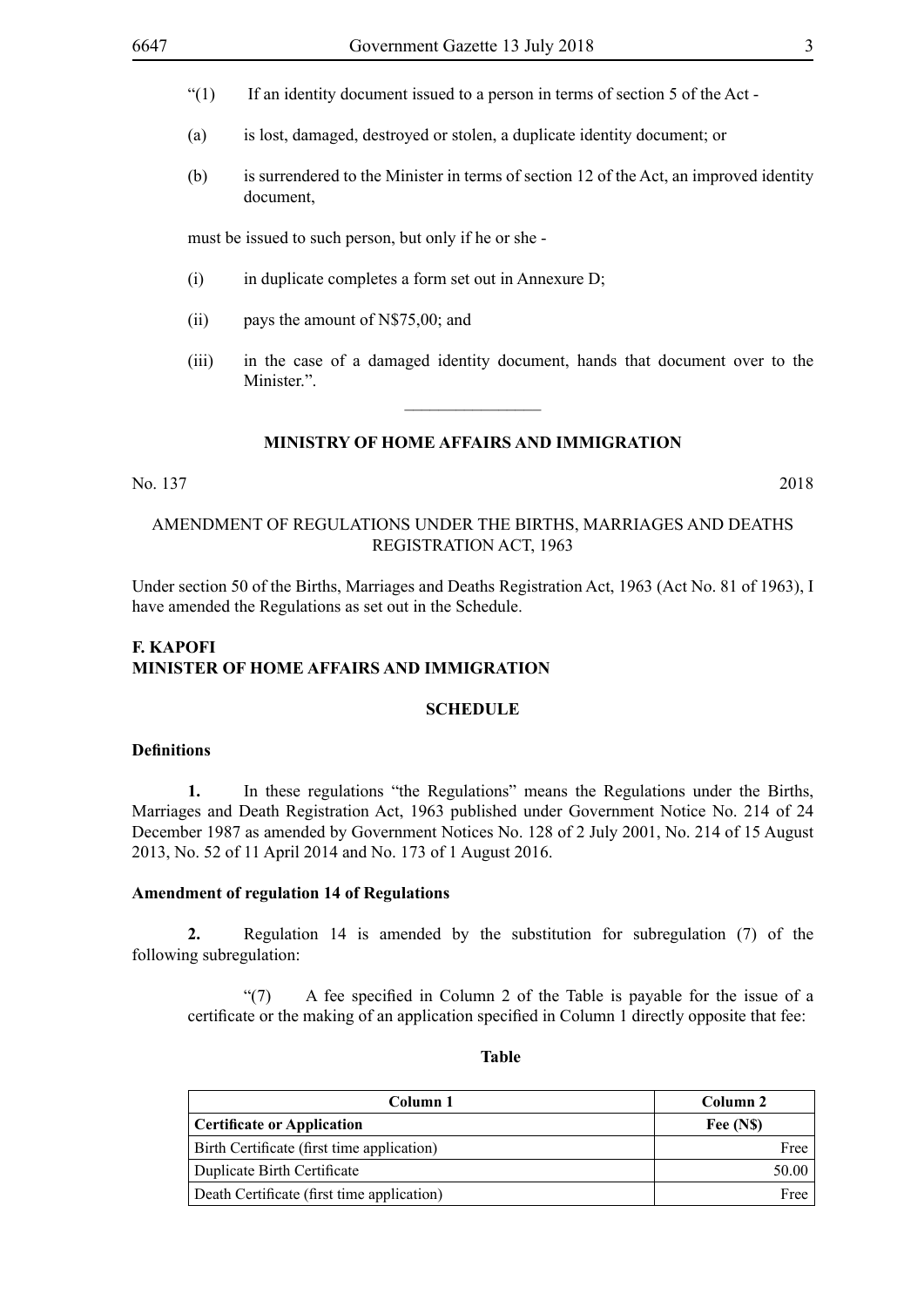"(1) If an identity document issued to a person in terms of section 5 of the Act -

(a) is lost, damaged, destroyed or stolen, a duplicate identity document; or

(b) is surrendered to the Minister in terms of section 12 of the Act, an improved identity document,

must be issued to such person, but only if he or she -

(i) in duplicate completes a form set out in Annexure D;

(ii) pays the amount of N$75,00; and

(iii) in the case of a damaged identity document, hands that document over to the Minister.".

---

**MINISTRY OF HOME AFFAIRS AND IMMIGRATION**

No. 137 2018

AMENDMENT OF REGULATIONS UNDER THE BIRTHS, MARRIAGES AND DEATHS REGISTRATION ACT, 1963

Under section 50 of the Births, Marriages and Deaths Registration Act, 1963 (Act No. 81 of 1963), I have amended the Regulations as set out in the Schedule.

**F. KAPOFI**
**MINISTER OF HOME AFFAIRS AND IMMIGRATION**

**SCHEDULE**

**Definitions**

**1.** In these regulations "the Regulations" means the Regulations under the Births, Marriages and Death Registration Act, 1963 published under Government Notice No. 214 of 24 December 1987 as amended by Government Notices No. 128 of 2 July 2001, No. 214 of 15 August 2013, No. 52 of 11 April 2014 and No. 173 of 1 August 2016.

**Amendment of regulation 14 of Regulations**

**2.** Regulation 14 is amended by the substitution for subregulation (7) of the following subregulation:

"(7) A fee specified in Column 2 of the Table is payable for the issue of a certificate or the making of an application specified in Column 1 directly opposite that fee:

**Table**

| Column 1 | Column 2 |
|---|---|
| **Certificate or Application** | **Fee (N$)** |
| Birth Certificate (first time application) | Free |
| Duplicate Birth Certificate | 50.00 |
| Death Certificate (first time application) | Free |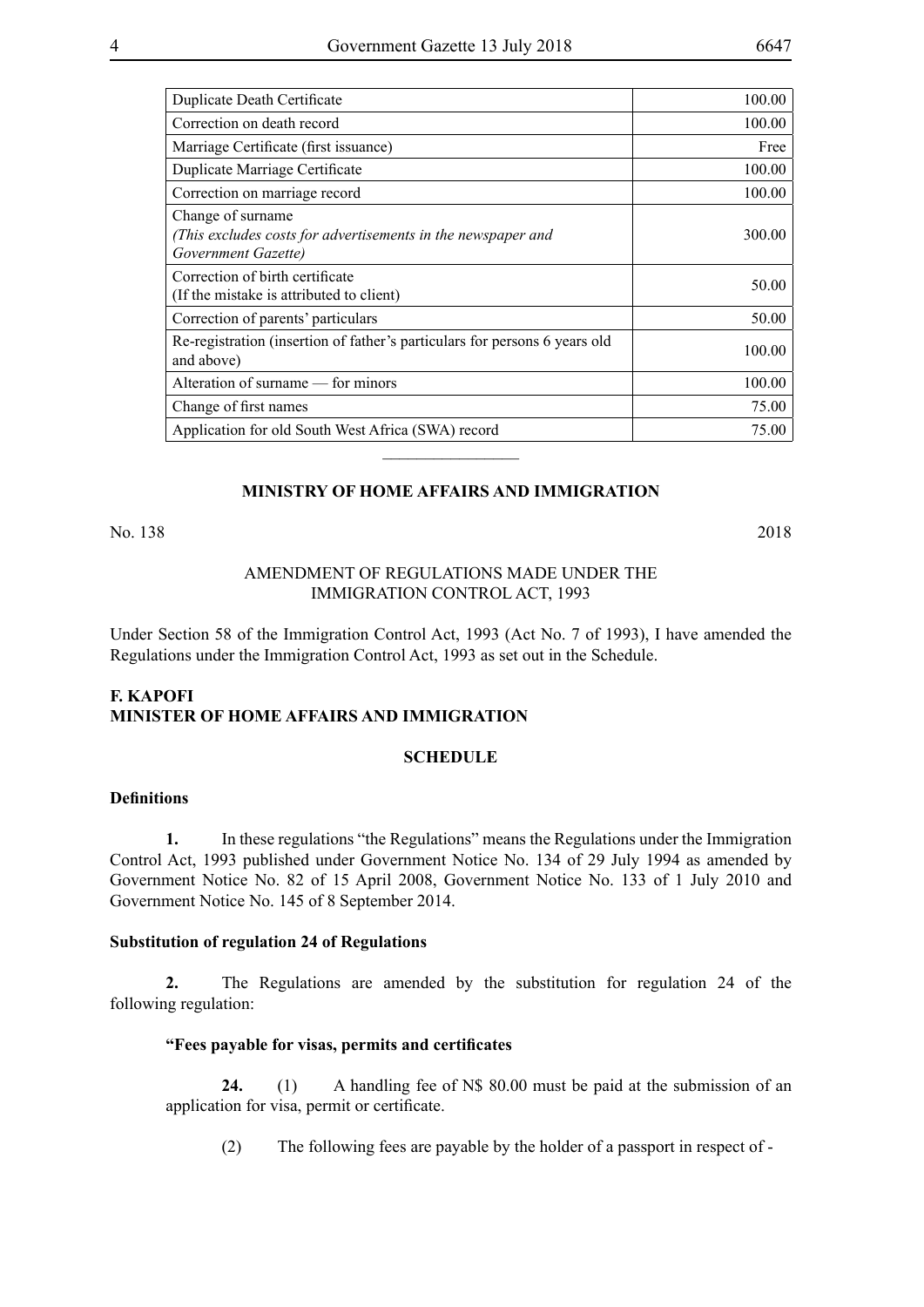| | |
|---|---|
| Duplicate Death Certificate | 100.00 |
| Correction on death record | 100.00 |
| Marriage Certificate (first issuance) | Free |
| Duplicate Marriage Certificate | 100.00 |
| Correction on marriage record | 100.00 |
| Change of surname<br>*(This excludes costs for advertisements in the newspaper and Government Gazette)* | 300.00 |
| Correction of birth certificate<br>(If the mistake is attributed to client) | 50.00 |
| Correction of parents' particulars | 50.00 |
| Re-registration (insertion of father's particulars for persons 6 years old and above) | 100.00 |
| Alteration of surname — for minors | 100.00 |
| Change of first names | 75.00 |
| Application for old South West Africa (SWA) record | 75.00 |

---

## MINISTRY OF HOME AFFAIRS AND IMMIGRATION

No. 138 2018

AMENDMENT OF REGULATIONS MADE UNDER THE IMMIGRATION CONTROL ACT, 1993

Under Section 58 of the Immigration Control Act, 1993 (Act No. 7 of 1993), I have amended the Regulations under the Immigration Control Act, 1993 as set out in the Schedule.

**F. KAPOFI**
**MINISTER OF HOME AFFAIRS AND IMMIGRATION**

**SCHEDULE**

**Definitions**

**1.** In these regulations "the Regulations" means the Regulations under the Immigration Control Act, 1993 published under Government Notice No. 134 of 29 July 1994 as amended by Government Notice No. 82 of 15 April 2008, Government Notice No. 133 of 1 July 2010 and Government Notice No. 145 of 8 September 2014.

**Substitution of regulation 24 of Regulations**

**2.** The Regulations are amended by the substitution for regulation 24 of the following regulation:

**"Fees payable for visas, permits and certificates**

**24.** (1) A handling fee of N$ 80.00 must be paid at the submission of an application for visa, permit or certificate.

(2) The following fees are payable by the holder of a passport in respect of -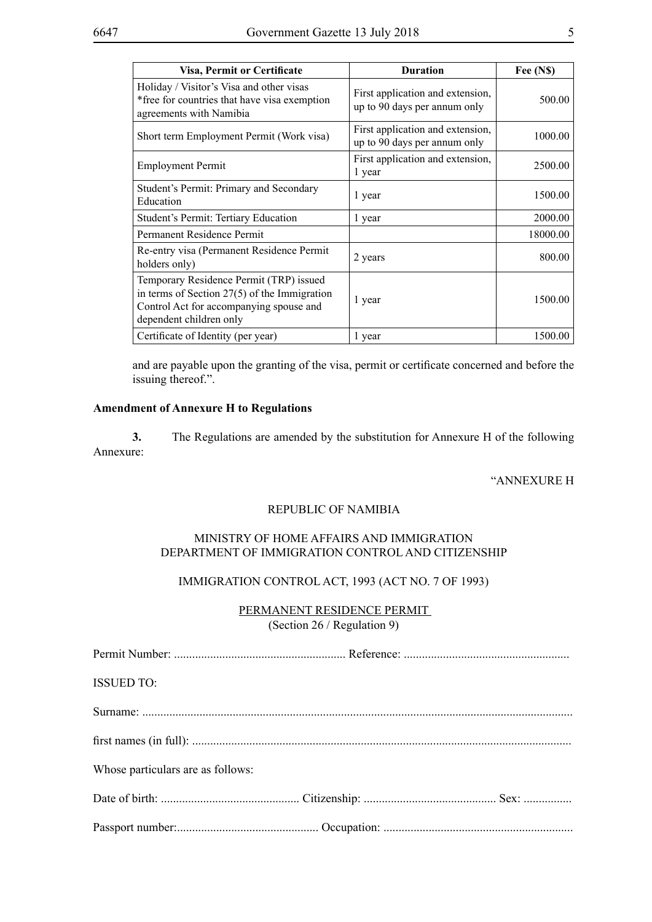| Visa, Permit or Certificate | Duration | Fee (N$) |
|---|---|---|
| Holiday / Visitor's Visa and other visas *free for countries that have visa exemption agreements with Namibia | First application and extension, up to 90 days per annum only | 500.00 |
| Short term Employment Permit (Work visa) | First application and extension, up to 90 days per annum only | 1000.00 |
| Employment Permit | First application and extension, 1 year | 2500.00 |
| Student's Permit: Primary and Secondary Education | 1 year | 1500.00 |
| Student's Permit: Tertiary Education | 1 year | 2000.00 |
| Permanent Residence Permit | | 18000.00 |
| Re-entry visa (Permanent Residence Permit holders only) | 2 years | 800.00 |
| Temporary Residence Permit (TRP) issued in terms of Section 27(5) of the Immigration Control Act for accompanying spouse and dependent children only | 1 year | 1500.00 |
| Certificate of Identity (per year) | 1 year | 1500.00 |

and are payable upon the granting of the visa, permit or certificate concerned and before the issuing thereof.".

**Amendment of Annexure H to Regulations**

**3.** The Regulations are amended by the substitution for Annexure H of the following Annexure:

"ANNEXURE H

REPUBLIC OF NAMIBIA

MINISTRY OF HOME AFFAIRS AND IMMIGRATION
DEPARTMENT OF IMMIGRATION CONTROL AND CITIZENSHIP

IMMIGRATION CONTROL ACT, 1993 (ACT NO. 7 OF 1993)

PERMANENT RESIDENCE PERMIT
(Section 26 / Regulation 9)

Permit Number: ........................................................ Reference: ......................................................

ISSUED TO:

Surname: .............................................................................................................................................

first names (in full): ............................................................................................................................

Whose particulars are as follows:

Date of birth: ............................................. Citizenship: ........................................... Sex: ................

Passport number:.............................................. Occupation: ..............................................................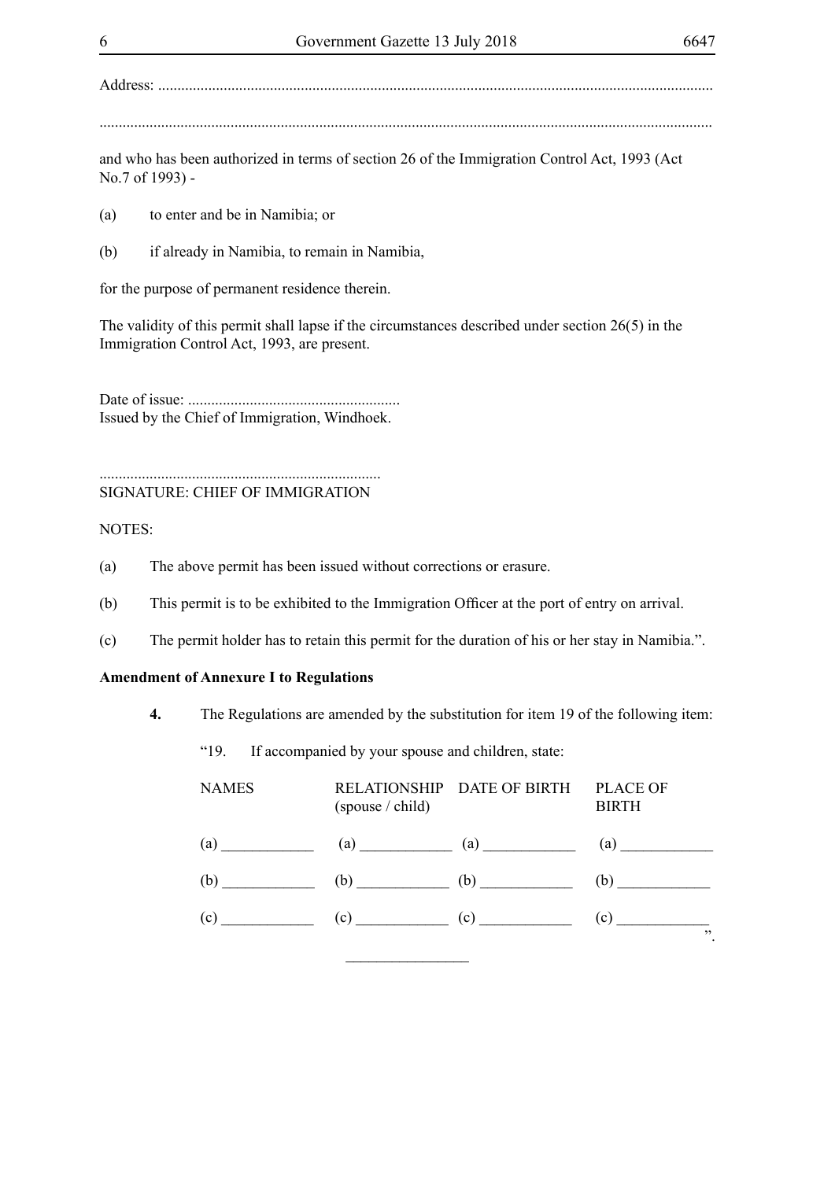Address: ..............................................................................................................................................

..............................................................................................................................................................

and who has been authorized in terms of section 26 of the Immigration Control Act, 1993 (Act No.7 of 1993) -

(a) to enter and be in Namibia; or

(b) if already in Namibia, to remain in Namibia,

for the purpose of permanent residence therein.

The validity of this permit shall lapse if the circumstances described under section 26(5) in the Immigration Control Act, 1993, are present.

Date of issue: .......................................................
Issued by the Chief of Immigration, Windhoek.

.........................................................................
SIGNATURE: CHIEF OF IMMIGRATION

NOTES:

(a) The above permit has been issued without corrections or erasure.

(b) This permit is to be exhibited to the Immigration Officer at the port of entry on arrival.

(c) The permit holder has to retain this permit for the duration of his or her stay in Namibia.".

**Amendment of Annexure I to Regulations**

**4.** The Regulations are amended by the substitution for item 19 of the following item:

"19. If accompanied by your spouse and children, state:

| NAMES | RELATIONSHIP (spouse / child) | DATE OF BIRTH | PLACE OF BIRTH |
|---|---|---|---|
| (a) ____________ | (a) ____________ | (a) ____________ | (a) ____________ |
| (b) ____________ | (b) ____________ | (b) ____________ | (b) ____________ |
| (c) ____________ | (c) ____________ | (c) ____________ | (c) ____________ |

".

________________